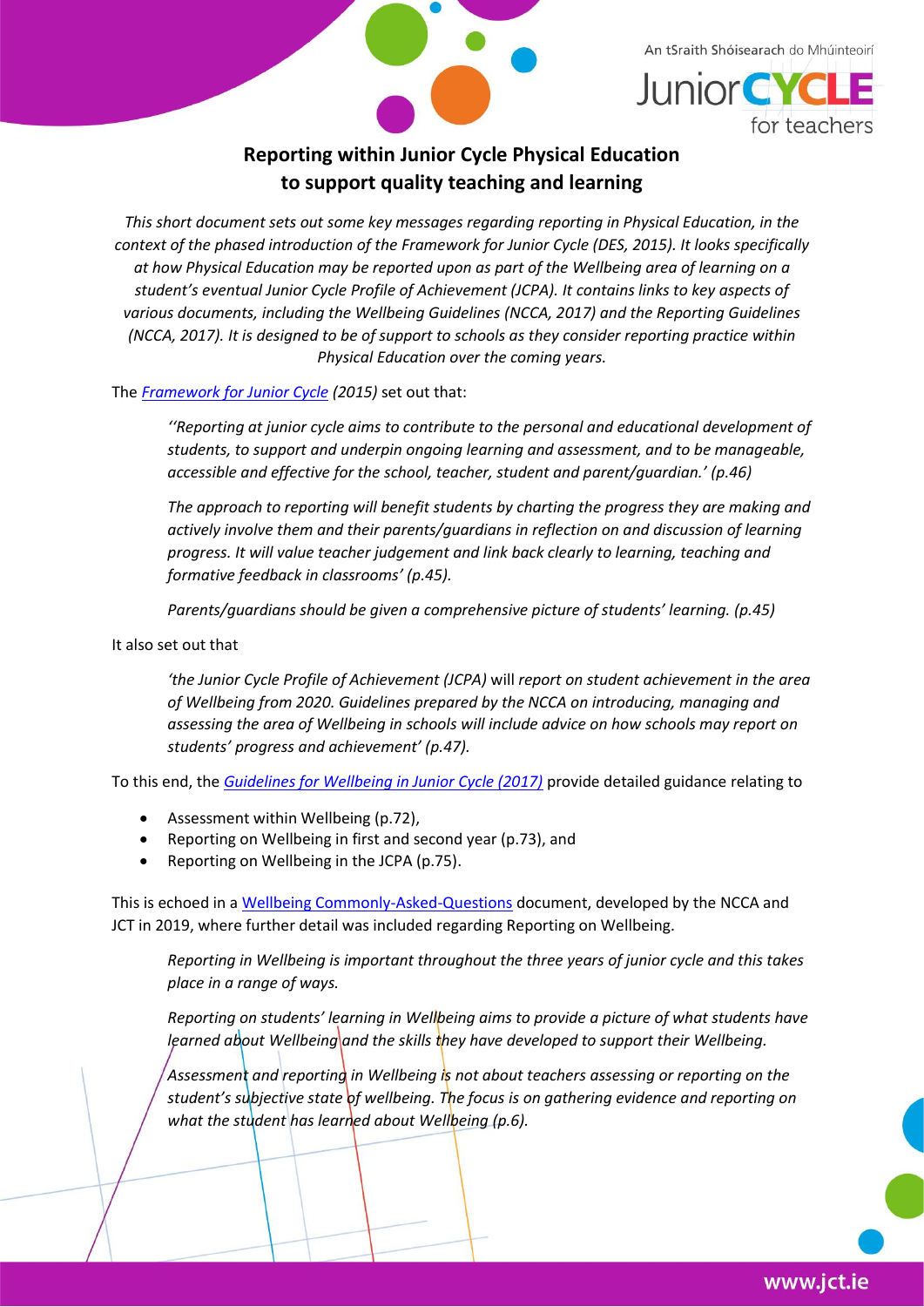## Reporting within Junior Cycle Physical Education to support quality teaching and learning

*This short document sets out some key messages regarding reporting in Physical Education, in the context of the phased introduction of the Framework for Junior Cycle (DES, 2015). It looks specifically at how Physical Education may be reported upon as part of the Wellbeing area of learning on a student's eventual Junior Cycle Profile of Achievement (JCPA). It contains links to key aspects of various documents, including the Wellbeing Guidelines (NCCA, 2017) and the Reporting Guidelines (NCCA, 2017). It is designed to be of support to schools as they consider reporting practice within Physical Education over the coming years.*

The *Framework for Junior Cycle (2015)* set out that:

> *''Reporting at junior cycle aims to contribute to the personal and educational development of students, to support and underpin ongoing learning and assessment, and to be manageable, accessible and effective for the school, teacher, student and parent/guardian.' (p.46)*
>
> *The approach to reporting will benefit students by charting the progress they are making and actively involve them and their parents/guardians in reflection on and discussion of learning progress. It will value teacher judgement and link back clearly to learning, teaching and formative feedback in classrooms' (p.45).*
>
> *Parents/guardians should be given a comprehensive picture of students' learning. (p.45)*

It also set out that

> *'the Junior Cycle Profile of Achievement (JCPA) will report on student achievement in the area of Wellbeing from 2020. Guidelines prepared by the NCCA on introducing, managing and assessing the area of Wellbeing in schools will include advice on how schools may report on students' progress and achievement' (p.47).*

To this end, the *Guidelines for Wellbeing in Junior Cycle (2017)* provide detailed guidance relating to

- Assessment within Wellbeing (p.72),
- Reporting on Wellbeing in first and second year (p.73), and
- Reporting on Wellbeing in the JCPA (p.75).

This is echoed in a Wellbeing Commonly-Asked-Questions document, developed by the NCCA and JCT in 2019, where further detail was included regarding Reporting on Wellbeing.

> *Reporting in Wellbeing is important throughout the three years of junior cycle and this takes place in a range of ways.*
>
> *Reporting on students' learning in Wellbeing aims to provide a picture of what students have learned about Wellbeing and the skills they have developed to support their Wellbeing.*
>
> *Assessment and reporting in Wellbeing is not about teachers assessing or reporting on the student's subjective state of wellbeing. The focus is on gathering evidence and reporting on what the student has learned about Wellbeing (p.6).*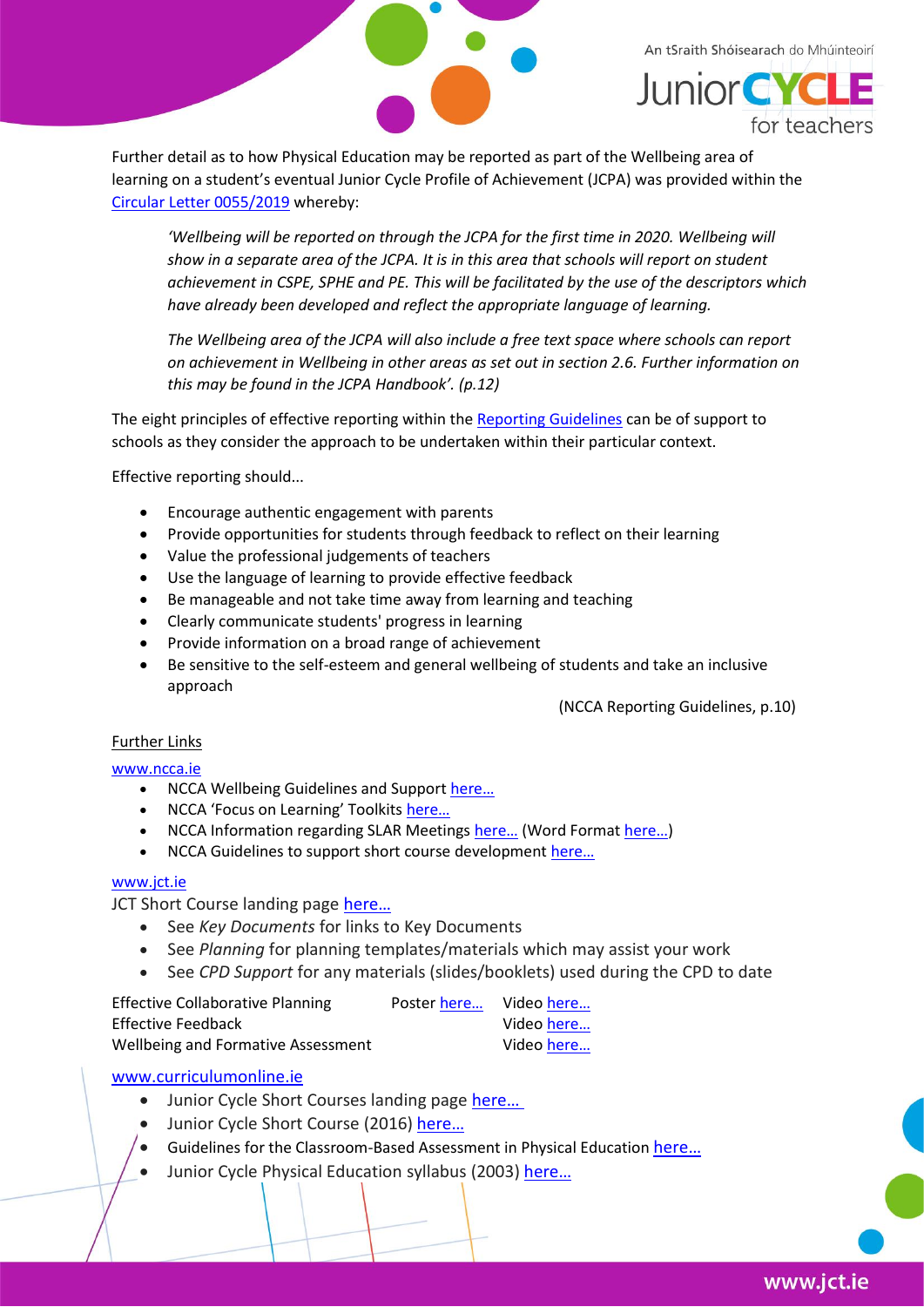Further detail as to how Physical Education may be reported as part of the Wellbeing area of learning on a student's eventual Junior Cycle Profile of Achievement (JCPA) was provided within the Circular Letter 0055/2019 whereby:

> *'Wellbeing will be reported on through the JCPA for the first time in 2020. Wellbeing will show in a separate area of the JCPA. It is in this area that schools will report on student achievement in CSPE, SPHE and PE. This will be facilitated by the use of the descriptors which have already been developed and reflect the appropriate language of learning.*
>
> *The Wellbeing area of the JCPA will also include a free text space where schools can report on achievement in Wellbeing in other areas as set out in section 2.6. Further information on this may be found in the JCPA Handbook'. (p.12)*

The eight principles of effective reporting within the Reporting Guidelines can be of support to schools as they consider the approach to be undertaken within their particular context.

Effective reporting should...

- Encourage authentic engagement with parents
- Provide opportunities for students through feedback to reflect on their learning
- Value the professional judgements of teachers
- Use the language of learning to provide effective feedback
- Be manageable and not take time away from learning and teaching
- Clearly communicate students' progress in learning
- Provide information on a broad range of achievement
- Be sensitive to the self-esteem and general wellbeing of students and take an inclusive approach

(NCCA Reporting Guidelines, p.10)

Further Links

www.ncca.ie

- NCCA Wellbeing Guidelines and Support here…
- NCCA 'Focus on Learning' Toolkits here…
- NCCA Information regarding SLAR Meetings here… (Word Format here…)
- NCCA Guidelines to support short course development here…

www.jct.ie

JCT Short Course landing page here…

- See *Key Documents* for links to Key Documents
- See *Planning* for planning templates/materials which may assist your work
- See *CPD Support* for any materials (slides/booklets) used during the CPD to date

| | | |
|---|---|---|
| Effective Collaborative Planning | Poster here… | Video here… |
| Effective Feedback | | Video here… |
| Wellbeing and Formative Assessment | | Video here… |

www.curriculumonline.ie

- Junior Cycle Short Courses landing page here…
- Junior Cycle Short Course (2016) here…
- Guidelines for the Classroom-Based Assessment in Physical Education here…
- Junior Cycle Physical Education syllabus (2003) here…